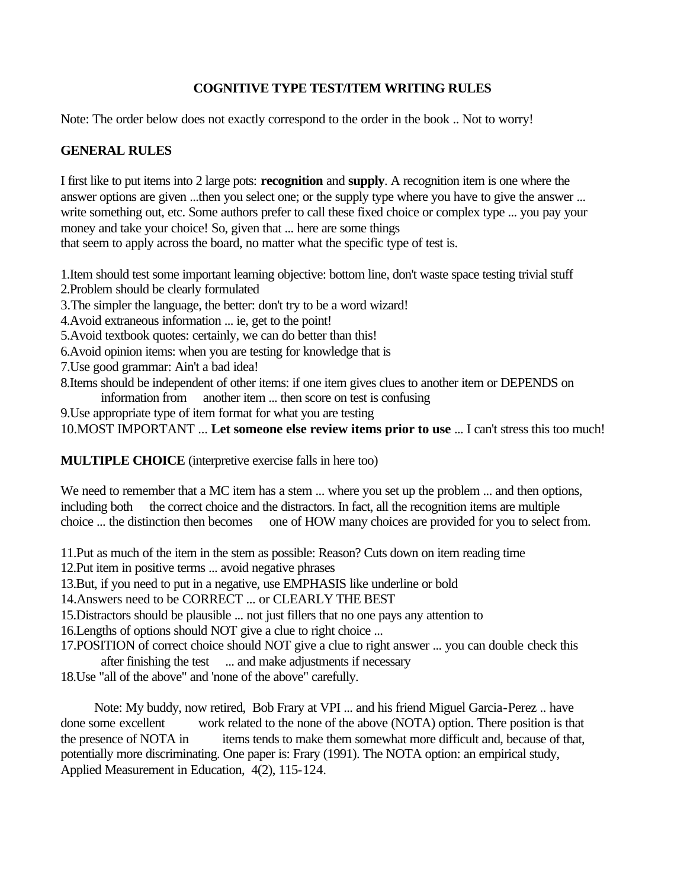# COGNITIVE TYPE TEST/ITEM WRITING RULES

Note: The order below does not exactly correspond to the order in the book .. Not to worry!

## GENERAL RULES

I first like to put items into 2 large pots: **recognition** and **supply**. A recognition item is one where the answer options are given ...then you select one; or the supply type where you have to give the answer ... write something out, etc. Some authors prefer to call these fixed choice or complex type ... you pay your money and take your choice! So, given that ... here are some things that seem to apply across the board, no matter what the specific type of test is.

1. Item should test some important learning objective: bottom line, don't waste space testing trivial stuff
2. Problem should be clearly formulated
3. The simpler the language, the better: don't try to be a word wizard!
4. Avoid extraneous information ... ie, get to the point!
5. Avoid textbook quotes: certainly, we can do better than this!
6. Avoid opinion items: when you are testing for knowledge that is
7. Use good grammar: Ain't a bad idea!
8. Items should be independent of other items: if one item gives clues to another item or DEPENDS on information from another item ... then score on test is confusing
9. Use appropriate type of item format for what you are testing
10. MOST IMPORTANT ... **Let someone else review items prior to use** ... I can't stress this too much!

## MULTIPLE CHOICE (interpretive exercise falls in here too)

We need to remember that a MC item has a stem ... where you set up the problem ... and then options, including both the correct choice and the distractors. In fact, all the recognition items are multiple choice ... the distinction then becomes one of HOW many choices are provided for you to select from.

11. Put as much of the item in the stem as possible: Reason? Cuts down on item reading time
12. Put item in positive terms ... avoid negative phrases
13. But, if you need to put in a negative, use EMPHASIS like underline or bold
14. Answers need to be CORRECT ... or CLEARLY THE BEST
15. Distractors should be plausible ... not just fillers that no one pays any attention to
16. Lengths of options should NOT give a clue to right choice ...
17. POSITION of correct choice should NOT give a clue to right answer ... you can double check this after finishing the test ... and make adjustments if necessary
18. Use "all of the above" and 'none of the above" carefully.

Note: My buddy, now retired, Bob Frary at VPI ... and his friend Miguel Garcia-Perez .. have done some excellent work related to the none of the above (NOTA) option. There position is that the presence of NOTA in items tends to make them somewhat more difficult and, because of that, potentially more discriminating. One paper is: Frary (1991). The NOTA option: an empirical study, Applied Measurement in Education, 4(2), 115-124.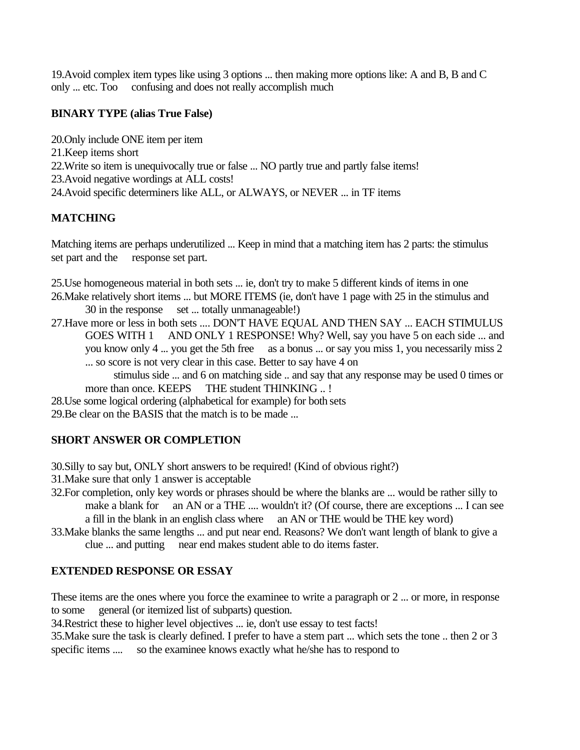19.Avoid complex item types like using 3 options ... then making more options like: A and B, B and C only ... etc. Too confusing and does not really accomplish much

**BINARY TYPE (alias True False)**

20.Only include ONE item per item
21.Keep items short
22.Write so item is unequivocally true or false ... NO partly true and partly false items!
23.Avoid negative wordings at ALL costs!
24.Avoid specific determiners like ALL, or ALWAYS, or NEVER ... in TF items

**MATCHING**

Matching items are perhaps underutilized ... Keep in mind that a matching item has 2 parts: the stimulus set part and the response set part.

25.Use homogeneous material in both sets ... ie, don't try to make 5 different kinds of items in one
26.Make relatively short items ... but MORE ITEMS (ie, don't have 1 page with 25 in the stimulus and 30 in the response set ... totally unmanageable!)
27.Have more or less in both sets .... DON'T HAVE EQUAL AND THEN SAY ... EACH STIMULUS GOES WITH 1 AND ONLY 1 RESPONSE! Why? Well, say you have 5 on each side ... and you know only 4 ... you get the 5th free as a bonus ... or say you miss 1, you necessarily miss 2 ... so score is not very clear in this case. Better to say have 4 on stimulus side ... and 6 on matching side .. and say that any response may be used 0 times or more than once. KEEPS THE student THINKING .. !
28.Use some logical ordering (alphabetical for example) for both sets
29.Be clear on the BASIS that the match is to be made ...

**SHORT ANSWER OR COMPLETION**

30.Silly to say but, ONLY short answers to be required! (Kind of obvious right?)
31.Make sure that only 1 answer is acceptable
32.For completion, only key words or phrases should be where the blanks are ... would be rather silly to make a blank for an AN or a THE .... wouldn't it? (Of course, there are exceptions ... I can see a fill in the blank in an english class where an AN or THE would be THE key word)
33.Make blanks the same lengths ... and put near end. Reasons? We don't want length of blank to give a clue ... and putting near end makes student able to do items faster.

**EXTENDED RESPONSE OR ESSAY**

These items are the ones where you force the examinee to write a paragraph or 2 ... or more, in response to some general (or itemized list of subparts) question.

34.Restrict these to higher level objectives ... ie, don't use essay to test facts!
35.Make sure the task is clearly defined. I prefer to have a stem part ... which sets the tone .. then 2 or 3 specific items .... so the examinee knows exactly what he/she has to respond to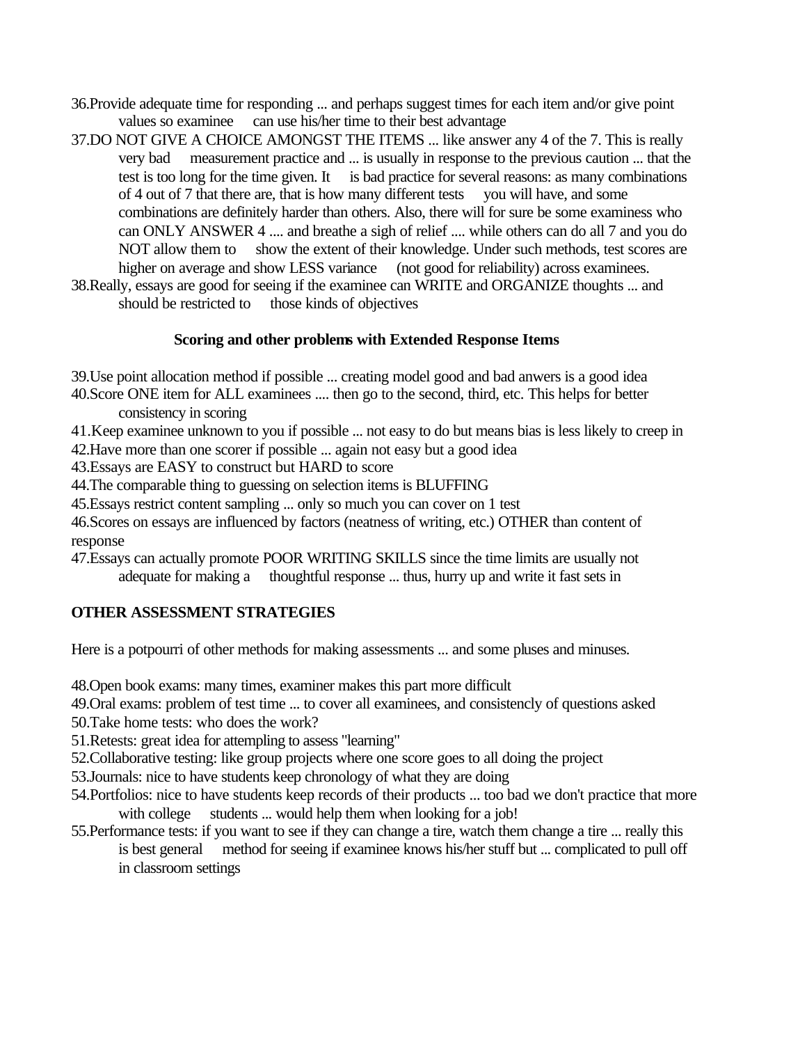36. Provide adequate time for responding ... and perhaps suggest times for each item and/or give point values so examinee can use his/her time to their best advantage
37. DO NOT GIVE A CHOICE AMONGST THE ITEMS ... like answer any 4 of the 7. This is really very bad measurement practice and ... is usually in response to the previous caution ... that the test is too long for the time given. It is bad practice for several reasons: as many combinations of 4 out of 7 that there are, that is how many different tests you will have, and some combinations are definitely harder than others. Also, there will for sure be some examiness who can ONLY ANSWER 4 .... and breathe a sigh of relief .... while others can do all 7 and you do NOT allow them to show the extent of their knowledge. Under such methods, test scores are higher on average and show LESS variance (not good for reliability) across examinees.
38. Really, essays are good for seeing if the examinee can WRITE and ORGANIZE thoughts ... and should be restricted to those kinds of objectives

**Scoring and other problems with Extended Response Items**

39. Use point allocation method if possible ... creating model good and bad anwers is a good idea
40. Score ONE item for ALL examinees .... then go to the second, third, etc. This helps for better consistency in scoring
41. Keep examinee unknown to you if possible ... not easy to do but means bias is less likely to creep in
42. Have more than one scorer if possible ... again not easy but a good idea
43. Essays are EASY to construct but HARD to score
44. The comparable thing to guessing on selection items is BLUFFING
45. Essays restrict content sampling ... only so much you can cover on 1 test
46. Scores on essays are influenced by factors (neatness of writing, etc.) OTHER than content of response
47. Essays can actually promote POOR WRITING SKILLS since the time limits are usually not adequate for making a thoughtful response ... thus, hurry up and write it fast sets in

## OTHER ASSESSMENT STRATEGIES

Here is a potpourri of other methods for making assessments ... and some pluses and minuses.

48. Open book exams: many times, examiner makes this part more difficult
49. Oral exams: problem of test time ... to cover all examinees, and consistencly of questions asked
50. Take home tests: who does the work?
51. Retests: great idea for attempling to assess "learning"
52. Collaborative testing: like group projects where one score goes to all doing the project
53. Journals: nice to have students keep chronology of what they are doing
54. Portfolios: nice to have students keep records of their products ... too bad we don't practice that more with college students ... would help them when looking for a job!
55. Performance tests: if you want to see if they can change a tire, watch them change a tire ... really this is best general method for seeing if examinee knows his/her stuff but ... complicated to pull off in classroom settings